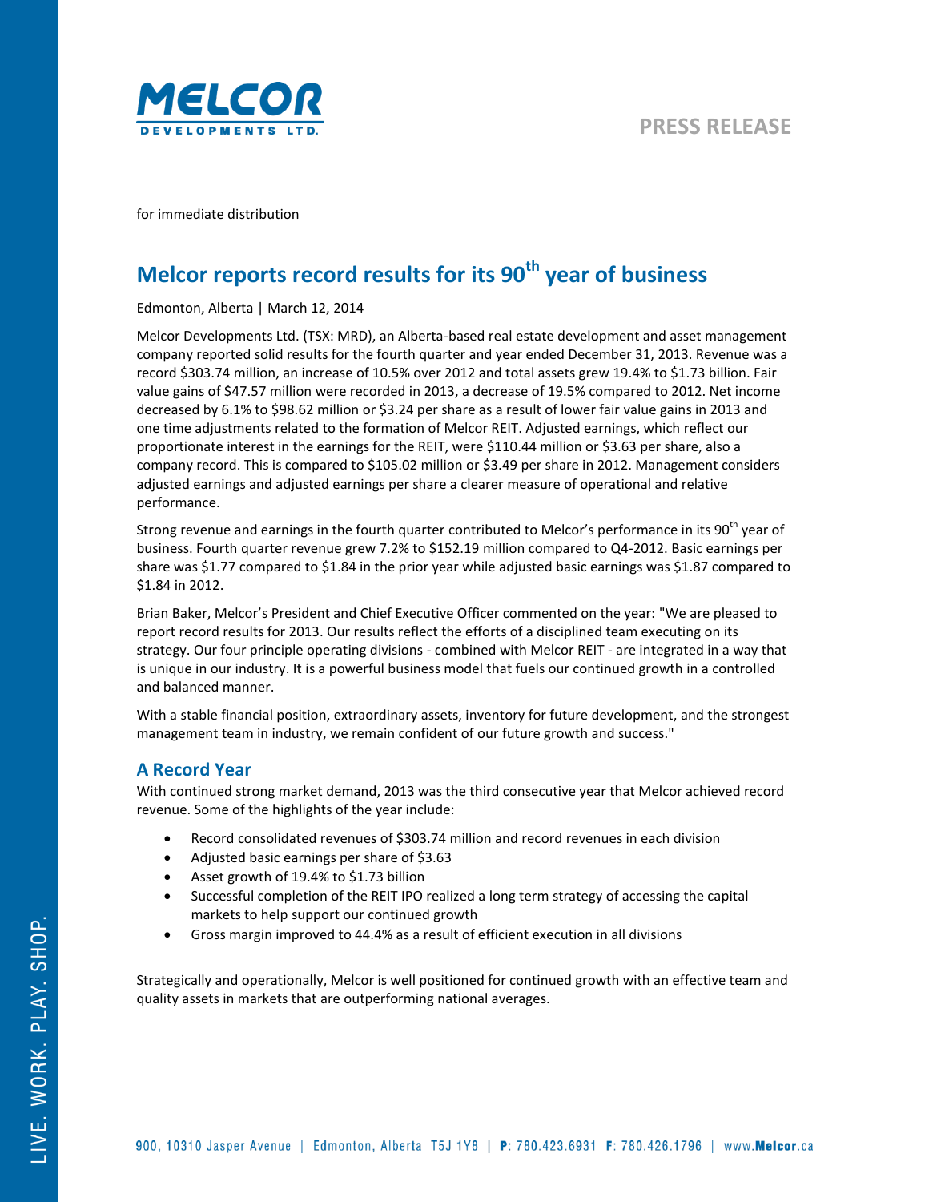**PRESS RELEASE**

for immediate distribution

# Melcor reports record results for its 90th year of business

Edmonton, Alberta | March 12, 2014

Melcor Developments Ltd. (TSX: MRD), an Alberta-based real estate development and asset management company reported solid results for the fourth quarter and year ended December 31, 2013. Revenue was a record $303.74 million, an increase of 10.5% over 2012 and total assets grew 19.4% to $1.73 billion. Fair value gains of $47.57 million were recorded in 2013, a decrease of 19.5% compared to 2012. Net income decreased by 6.1% to $98.62 million or $3.24 per share as a result of lower fair value gains in 2013 and one time adjustments related to the formation of Melcor REIT. Adjusted earnings, which reflect our proportionate interest in the earnings for the REIT, were $110.44 million or $3.63 per share, also a company record. This is compared to $105.02 million or $3.49 per share in 2012. Management considers adjusted earnings and adjusted earnings per share a clearer measure of operational and relative performance.

Strong revenue and earnings in the fourth quarter contributed to Melcor's performance in its 90th year of business. Fourth quarter revenue grew 7.2% to $152.19 million compared to Q4-2012. Basic earnings per share was $1.77 compared to $1.84 in the prior year while adjusted basic earnings was $1.87 compared to $1.84 in 2012.

Brian Baker, Melcor's President and Chief Executive Officer commented on the year: "We are pleased to report record results for 2013. Our results reflect the efforts of a disciplined team executing on its strategy. Our four principle operating divisions - combined with Melcor REIT - are integrated in a way that is unique in our industry. It is a powerful business model that fuels our continued growth in a controlled and balanced manner.

With a stable financial position, extraordinary assets, inventory for future development, and the strongest management team in industry, we remain confident of our future growth and success."

## A Record Year

With continued strong market demand, 2013 was the third consecutive year that Melcor achieved record revenue. Some of the highlights of the year include:

- Record consolidated revenues of $303.74 million and record revenues in each division
- Adjusted basic earnings per share of $3.63
- Asset growth of 19.4% to $1.73 billion
- Successful completion of the REIT IPO realized a long term strategy of accessing the capital markets to help support our continued growth
- Gross margin improved to 44.4% as a result of efficient execution in all divisions

Strategically and operationally, Melcor is well positioned for continued growth with an effective team and quality assets in markets that are outperforming national averages.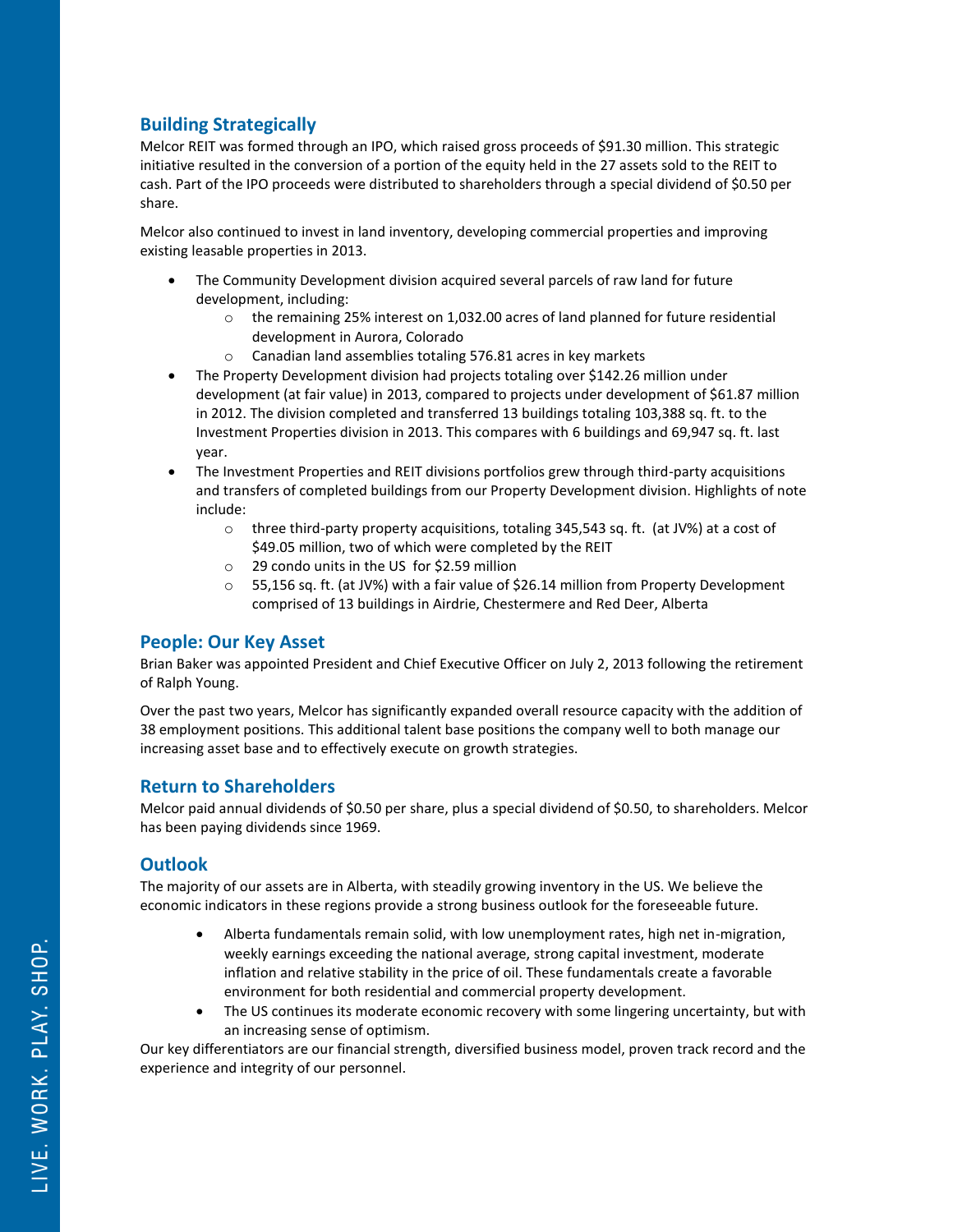## Building Strategically

Melcor REIT was formed through an IPO, which raised gross proceeds of $91.30 million. This strategic initiative resulted in the conversion of a portion of the equity held in the 27 assets sold to the REIT to cash. Part of the IPO proceeds were distributed to shareholders through a special dividend of $0.50 per share.

Melcor also continued to invest in land inventory, developing commercial properties and improving existing leasable properties in 2013.

- The Community Development division acquired several parcels of raw land for future development, including:
  - the remaining 25% interest on 1,032.00 acres of land planned for future residential development in Aurora, Colorado
  - Canadian land assemblies totaling 576.81 acres in key markets
- The Property Development division had projects totaling over $142.26 million under development (at fair value) in 2013, compared to projects under development of $61.87 million in 2012. The division completed and transferred 13 buildings totaling 103,388 sq. ft. to the Investment Properties division in 2013. This compares with 6 buildings and 69,947 sq. ft. last year.
- The Investment Properties and REIT divisions portfolios grew through third-party acquisitions and transfers of completed buildings from our Property Development division. Highlights of note include:
  - three third-party property acquisitions, totaling 345,543 sq. ft. (at JV%) at a cost of $49.05 million, two of which were completed by the REIT
  - 29 condo units in the US for $2.59 million
  - 55,156 sq. ft. (at JV%) with a fair value of $26.14 million from Property Development comprised of 13 buildings in Airdrie, Chestermere and Red Deer, Alberta

## People: Our Key Asset

Brian Baker was appointed President and Chief Executive Officer on July 2, 2013 following the retirement of Ralph Young.

Over the past two years, Melcor has significantly expanded overall resource capacity with the addition of 38 employment positions. This additional talent base positions the company well to both manage our increasing asset base and to effectively execute on growth strategies.

## Return to Shareholders

Melcor paid annual dividends of $0.50 per share, plus a special dividend of $0.50, to shareholders. Melcor has been paying dividends since 1969.

## Outlook

The majority of our assets are in Alberta, with steadily growing inventory in the US. We believe the economic indicators in these regions provide a strong business outlook for the foreseeable future.

- Alberta fundamentals remain solid, with low unemployment rates, high net in-migration, weekly earnings exceeding the national average, strong capital investment, moderate inflation and relative stability in the price of oil. These fundamentals create a favorable environment for both residential and commercial property development.
- The US continues its moderate economic recovery with some lingering uncertainty, but with an increasing sense of optimism.

Our key differentiators are our financial strength, diversified business model, proven track record and the experience and integrity of our personnel.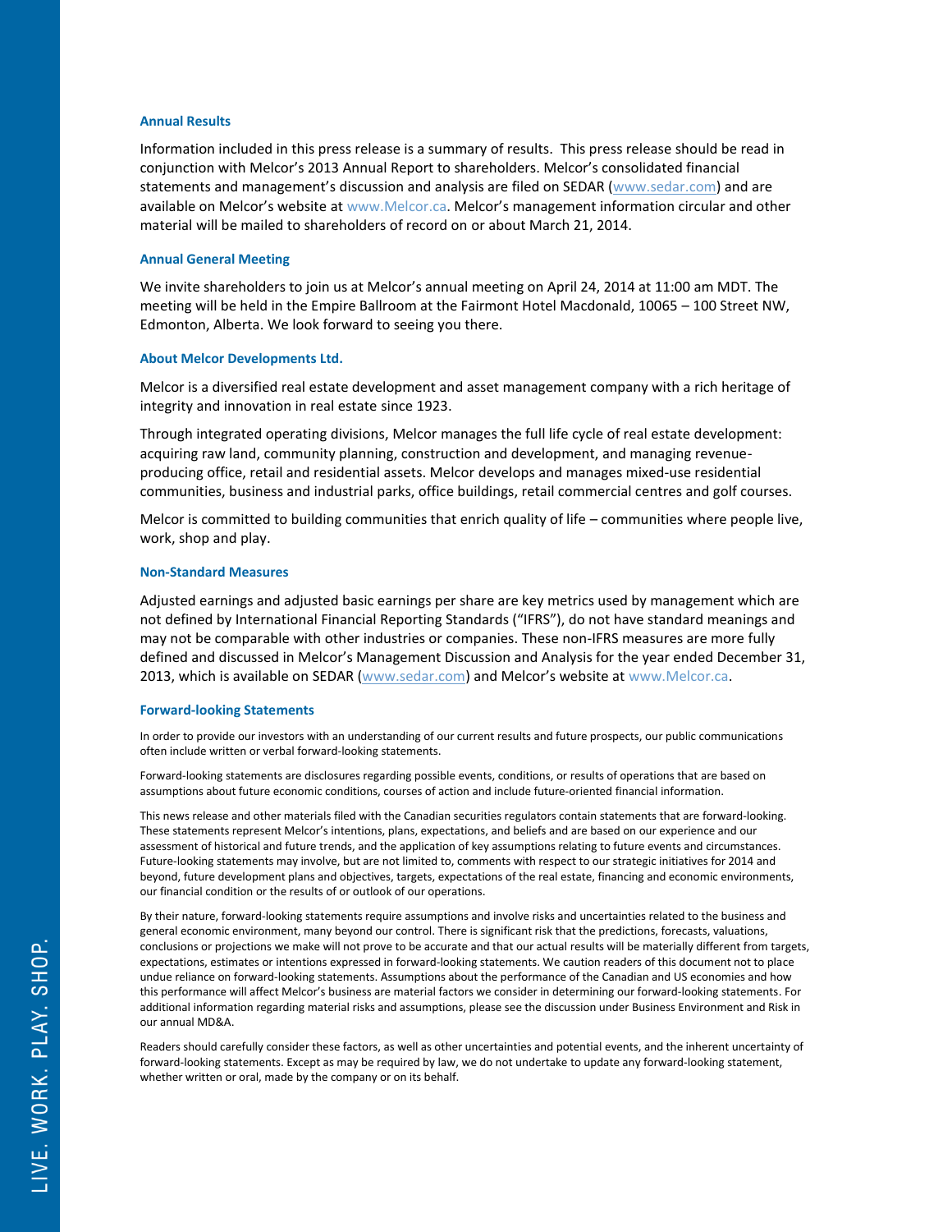### Annual Results

Information included in this press release is a summary of results. This press release should be read in conjunction with Melcor's 2013 Annual Report to shareholders. Melcor's consolidated financial statements and management's discussion and analysis are filed on SEDAR (www.sedar.com) and are available on Melcor's website at www.Melcor.ca. Melcor's management information circular and other material will be mailed to shareholders of record on or about March 21, 2014.

### Annual General Meeting

We invite shareholders to join us at Melcor's annual meeting on April 24, 2014 at 11:00 am MDT. The meeting will be held in the Empire Ballroom at the Fairmont Hotel Macdonald, 10065 – 100 Street NW, Edmonton, Alberta. We look forward to seeing you there.

### About Melcor Developments Ltd.

Melcor is a diversified real estate development and asset management company with a rich heritage of integrity and innovation in real estate since 1923.

Through integrated operating divisions, Melcor manages the full life cycle of real estate development: acquiring raw land, community planning, construction and development, and managing revenue-producing office, retail and residential assets. Melcor develops and manages mixed-use residential communities, business and industrial parks, office buildings, retail commercial centres and golf courses.

Melcor is committed to building communities that enrich quality of life – communities where people live, work, shop and play.

### Non-Standard Measures

Adjusted earnings and adjusted basic earnings per share are key metrics used by management which are not defined by International Financial Reporting Standards ("IFRS"), do not have standard meanings and may not be comparable with other industries or companies. These non-IFRS measures are more fully defined and discussed in Melcor's Management Discussion and Analysis for the year ended December 31, 2013, which is available on SEDAR (www.sedar.com) and Melcor's website at www.Melcor.ca.

### Forward-looking Statements

In order to provide our investors with an understanding of our current results and future prospects, our public communications often include written or verbal forward-looking statements.

Forward-looking statements are disclosures regarding possible events, conditions, or results of operations that are based on assumptions about future economic conditions, courses of action and include future-oriented financial information.

This news release and other materials filed with the Canadian securities regulators contain statements that are forward-looking. These statements represent Melcor's intentions, plans, expectations, and beliefs and are based on our experience and our assessment of historical and future trends, and the application of key assumptions relating to future events and circumstances. Future-looking statements may involve, but are not limited to, comments with respect to our strategic initiatives for 2014 and beyond, future development plans and objectives, targets, expectations of the real estate, financing and economic environments, our financial condition or the results of or outlook of our operations.

By their nature, forward-looking statements require assumptions and involve risks and uncertainties related to the business and general economic environment, many beyond our control. There is significant risk that the predictions, forecasts, valuations, conclusions or projections we make will not prove to be accurate and that our actual results will be materially different from targets, expectations, estimates or intentions expressed in forward-looking statements. We caution readers of this document not to place undue reliance on forward-looking statements. Assumptions about the performance of the Canadian and US economies and how this performance will affect Melcor's business are material factors we consider in determining our forward-looking statements. For additional information regarding material risks and assumptions, please see the discussion under Business Environment and Risk in our annual MD&A.

Readers should carefully consider these factors, as well as other uncertainties and potential events, and the inherent uncertainty of forward-looking statements. Except as may be required by law, we do not undertake to update any forward-looking statement, whether written or oral, made by the company or on its behalf.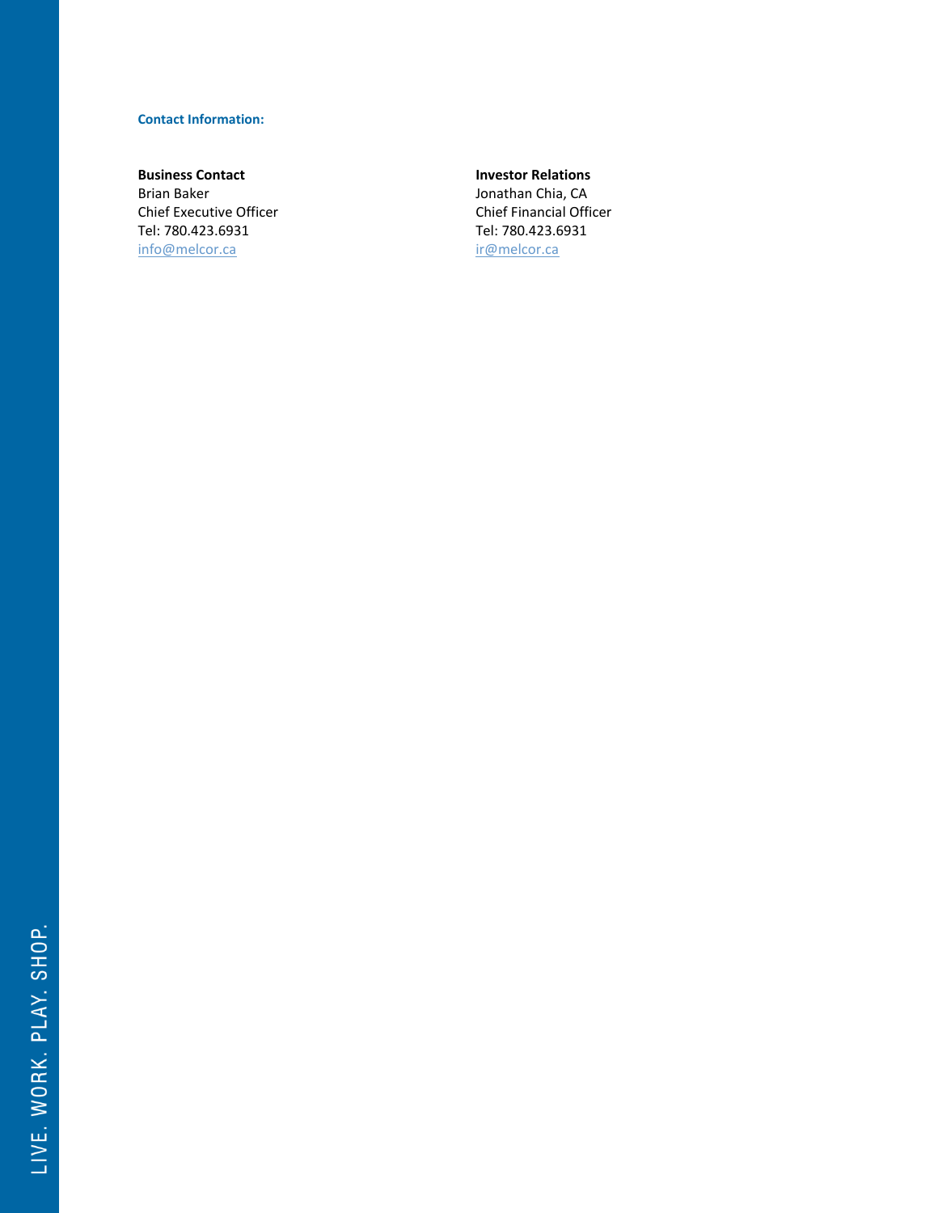**Contact Information:**

**Business Contact**
Brian Baker
Chief Executive Officer
Tel: 780.423.6931
info@melcor.ca

**Investor Relations**
Jonathan Chia, CA
Chief Financial Officer
Tel: 780.423.6931
ir@melcor.ca

LIVE. WORK. PLAY. SHOP.